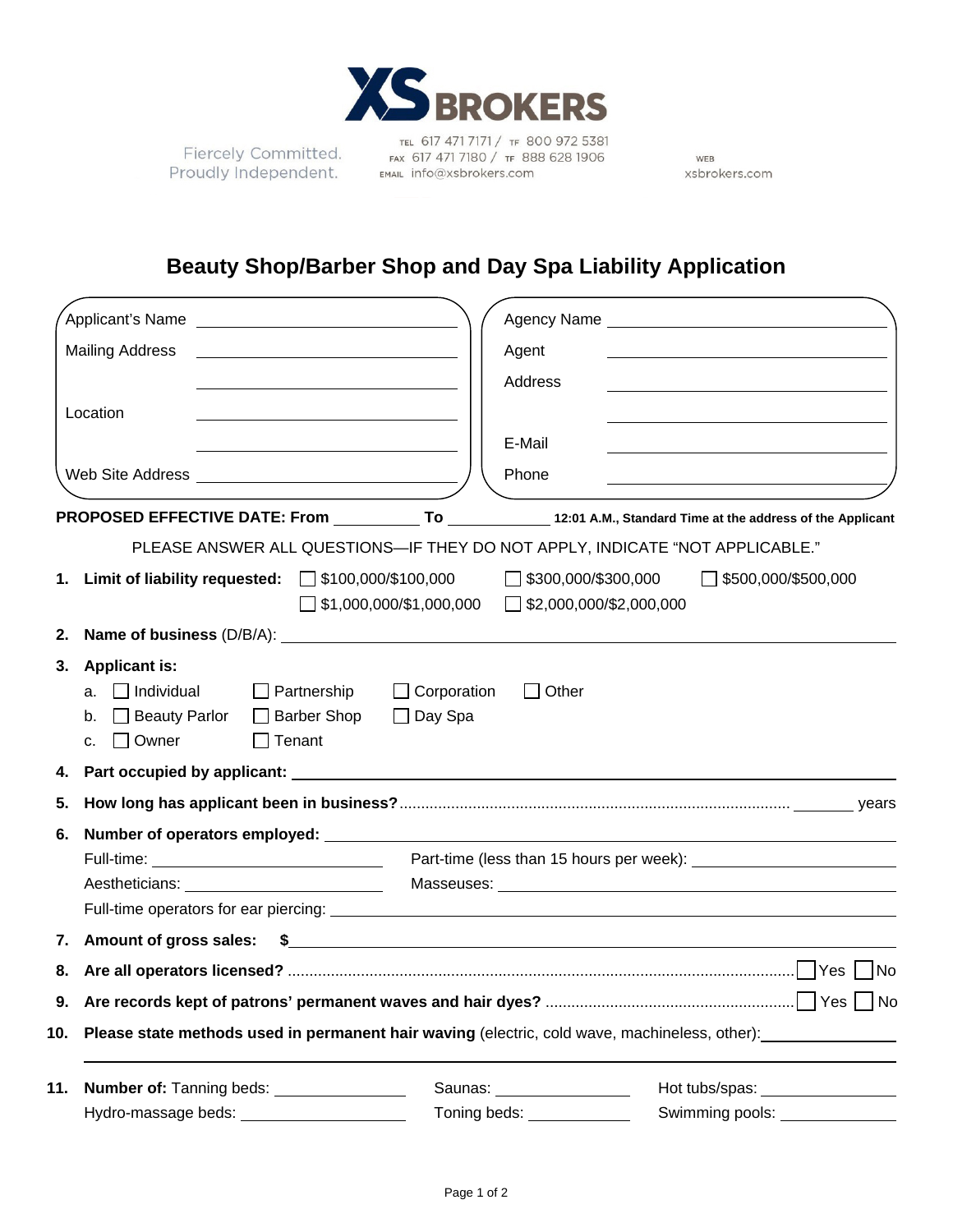XS BROKERS

Fiercely Committed.
Proudly Independent.

TEL 617 471 7171 / TF 800 972 5381
FAX 617 471 7180 / TF 888 628 1906
EMAIL info@xsbrokers.com

WEB
xsbrokers.com

# Beauty Shop/Barber Shop and Day Spa Liability Application

| | |
|---|---|
| Applicant's Name ____________ | Agency Name ____________ |
| Mailing Address ____________ | Agent ____________ |
| ____________ | Address ____________ |
| Location ____________ | ____________ |
| ____________ | E-Mail ____________ |
| Web Site Address ____________ | Phone ____________ |

**PROPOSED EFFECTIVE DATE: From** __________ **To** __________ **12:01 A.M., Standard Time at the address of the Applicant**

PLEASE ANSWER ALL QUESTIONS—IF THEY DO NOT APPLY, INDICATE "NOT APPLICABLE."

1. **Limit of liability requested:** ☐ $100,000/$100,000 ☐ $300,000/$300,000 ☐ $500,000/$500,000 ☐ $1,000,000/$1,000,000 ☐ $2,000,000/$2,000,000
2. **Name of business** (D/B/A): ____________
3. **Applicant is:**
   a. ☐ Individual ☐ Partnership ☐ Corporation ☐ Other
   b. ☐ Beauty Parlor ☐ Barber Shop ☐ Day Spa
   c. ☐ Owner ☐ Tenant
4. **Part occupied by applicant:** ____________
5. **How long has applicant been in business?** ........ ______ years
6. **Number of operators employed:** ____________
   Full-time: ____________ Part-time (less than 15 hours per week): ____________
   Aestheticians: ____________ Masseuses: ____________
   Full-time operators for ear piercing: ____________
7. **Amount of gross sales: $**____________
8. **Are all operators licensed?** ........ ☐ Yes ☐ No
9. **Are records kept of patrons' permanent waves and hair dyes?** ........ ☐ Yes ☐ No
10. **Please state methods used in permanent hair waving** (electric, cold wave, machineless, other): ____________
11. **Number of:** Tanning beds: ________ Saunas: ________ Hot tubs/spas: ________
    Hydro-massage beds: ________ Toning beds: ________ Swimming pools: ________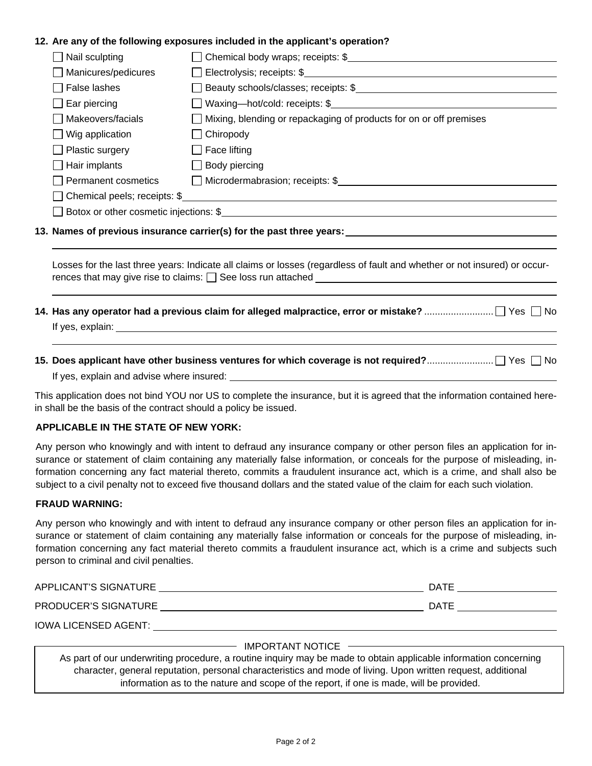**12. Are any of the following exposures included in the applicant's operation?**

- ☐ Nail sculpting
- ☐ Chemical body wraps; receipts: $\_\_\_\_\_\_\_\_\_\_
- ☐ Manicures/pedicures
- ☐ Electrolysis; receipts: $\_\_\_\_\_\_\_\_\_\_
- ☐ False lashes
- ☐ Beauty schools/classes; receipts: $\_\_\_\_\_\_\_\_\_\_
- ☐ Ear piercing
- ☐ Waxing—hot/cold: receipts: $\_\_\_\_\_\_\_\_\_\_
- ☐ Makeovers/facials
- ☐ Mixing, blending or repackaging of products for on or off premises
- ☐ Wig application
- ☐ Chiropody
- ☐ Plastic surgery
- ☐ Face lifting
- ☐ Hair implants
- ☐ Body piercing
- ☐ Permanent cosmetics
- ☐ Microdermabrasion; receipts: $\_\_\_\_\_\_\_\_\_\_
- ☐ Chemical peels; receipts: $\_\_\_\_\_\_\_\_\_\_
- ☐ Botox or other cosmetic injections: $\_\_\_\_\_\_\_\_\_\_

**13. Names of previous insurance carrier(s) for the past three years:** \_\_\_\_\_\_\_\_\_\_

Losses for the last three years: Indicate all claims or losses (regardless of fault and whether or not insured) or occurrences that may give rise to claims: ☐ See loss run attached \_\_\_\_\_\_\_\_\_\_

**14. Has any operator had a previous claim for alleged malpractice, error or mistake?** .......................... ☐ Yes ☐ No

If yes, explain: \_\_\_\_\_\_\_\_\_\_

**15. Does applicant have other business ventures for which coverage is not required?**......................... ☐ Yes ☐ No

If yes, explain and advise where insured: \_\_\_\_\_\_\_\_\_\_

This application does not bind YOU nor US to complete the insurance, but it is agreed that the information contained herein shall be the basis of the contract should a policy be issued.

**APPLICABLE IN THE STATE OF NEW YORK:**

Any person who knowingly and with intent to defraud any insurance company or other person files an application for insurance or statement of claim containing any materially false information, or conceals for the purpose of misleading, information concerning any fact material thereto, commits a fraudulent insurance act, which is a crime, and shall also be subject to a civil penalty not to exceed five thousand dollars and the stated value of the claim for each such violation.

**FRAUD WARNING:**

Any person who knowingly and with intent to defraud any insurance company or other person files an application for insurance or statement of claim containing any materially false information or conceals for the purpose of misleading, information concerning any fact material thereto commits a fraudulent insurance act, which is a crime and subjects such person to criminal and civil penalties.

APPLICANT'S SIGNATURE \_\_\_\_\_\_\_\_\_\_ DATE \_\_\_\_\_\_\_\_\_\_

PRODUCER'S SIGNATURE \_\_\_\_\_\_\_\_\_\_ DATE \_\_\_\_\_\_\_\_\_\_

IOWA LICENSED AGENT: \_\_\_\_\_\_\_\_\_\_

**IMPORTANT NOTICE**

As part of our underwriting procedure, a routine inquiry may be made to obtain applicable information concerning character, general reputation, personal characteristics and mode of living. Upon written request, additional information as to the nature and scope of the report, if one is made, will be provided.